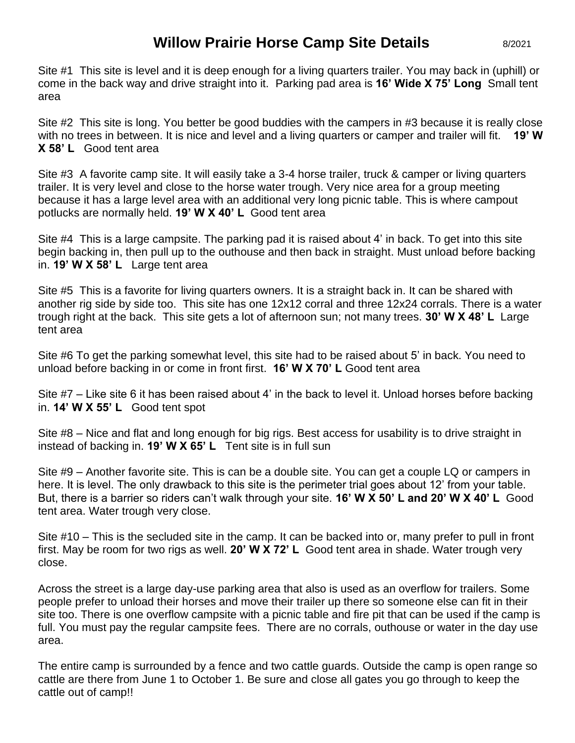# Willow Prairie Horse Camp Site Details

8/2021

Site #1 This site is level and it is deep enough for a living quarters trailer. You may back in (uphill) or come in the back way and drive straight into it. Parking pad area is **16' Wide X 75' Long** Small tent area

Site #2 This site is long. You better be good buddies with the campers in #3 because it is really close with no trees in between. It is nice and level and a living quarters or camper and trailer will fit. **19' W X 58' L** Good tent area

Site #3 A favorite camp site. It will easily take a 3-4 horse trailer, truck & camper or living quarters trailer. It is very level and close to the horse water trough. Very nice area for a group meeting because it has a large level area with an additional very long picnic table. This is where campout potlucks are normally held. **19' W X 40' L** Good tent area

Site #4 This is a large campsite. The parking pad it is raised about 4' in back. To get into this site begin backing in, then pull up to the outhouse and then back in straight. Must unload before backing in. **19' W X 58' L** Large tent area

Site #5 This is a favorite for living quarters owners. It is a straight back in. It can be shared with another rig side by side too. This site has one 12x12 corral and three 12x24 corrals. There is a water trough right at the back. This site gets a lot of afternoon sun; not many trees. **30' W X 48' L** Large tent area

Site #6 To get the parking somewhat level, this site had to be raised about 5' in back. You need to unload before backing in or come in front first. **16' W X 70' L** Good tent area

Site #7 – Like site 6 it has been raised about 4' in the back to level it. Unload horses before backing in. **14' W X 55' L** Good tent spot

Site #8 – Nice and flat and long enough for big rigs. Best access for usability is to drive straight in instead of backing in. **19' W X 65' L** Tent site is in full sun

Site #9 – Another favorite site. This is can be a double site. You can get a couple LQ or campers in here. It is level. The only drawback to this site is the perimeter trial goes about 12' from your table. But, there is a barrier so riders can't walk through your site. **16' W X 50' L and 20' W X 40' L** Good tent area. Water trough very close.

Site #10 – This is the secluded site in the camp. It can be backed into or, many prefer to pull in front first. May be room for two rigs as well. **20' W X 72' L** Good tent area in shade. Water trough very close.

Across the street is a large day-use parking area that also is used as an overflow for trailers. Some people prefer to unload their horses and move their trailer up there so someone else can fit in their site too. There is one overflow campsite with a picnic table and fire pit that can be used if the camp is full. You must pay the regular campsite fees. There are no corrals, outhouse or water in the day use area.

The entire camp is surrounded by a fence and two cattle guards. Outside the camp is open range so cattle are there from June 1 to October 1. Be sure and close all gates you go through to keep the cattle out of camp!!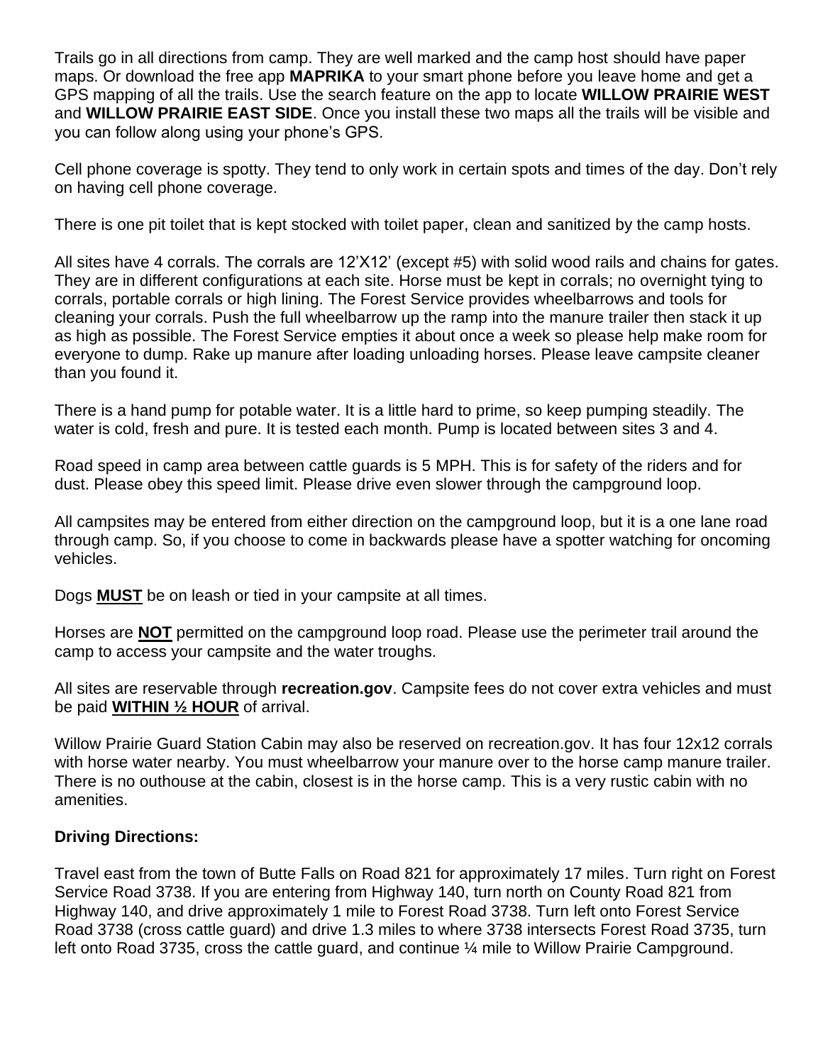Trails go in all directions from camp. They are well marked and the camp host should have paper maps. Or download the free app **MAPRIKA** to your smart phone before you leave home and get a GPS mapping of all the trails. Use the search feature on the app to locate **WILLOW PRAIRIE WEST** and **WILLOW PRAIRIE EAST SIDE**. Once you install these two maps all the trails will be visible and you can follow along using your phone's GPS.

Cell phone coverage is spotty. They tend to only work in certain spots and times of the day. Don't rely on having cell phone coverage.

There is one pit toilet that is kept stocked with toilet paper, clean and sanitized by the camp hosts.

All sites have 4 corrals. The corrals are 12'X12' (except #5) with solid wood rails and chains for gates. They are in different configurations at each site. Horse must be kept in corrals; no overnight tying to corrals, portable corrals or high lining. The Forest Service provides wheelbarrows and tools for cleaning your corrals. Push the full wheelbarrow up the ramp into the manure trailer then stack it up as high as possible. The Forest Service empties it about once a week so please help make room for everyone to dump. Rake up manure after loading unloading horses. Please leave campsite cleaner than you found it.

There is a hand pump for potable water. It is a little hard to prime, so keep pumping steadily. The water is cold, fresh and pure. It is tested each month. Pump is located between sites 3 and 4.

Road speed in camp area between cattle guards is 5 MPH. This is for safety of the riders and for dust. Please obey this speed limit. Please drive even slower through the campground loop.

All campsites may be entered from either direction on the campground loop, but it is a one lane road through camp. So, if you choose to come in backwards please have a spotter watching for oncoming vehicles.

Dogs **<u>MUST</u>** be on leash or tied in your campsite at all times.

Horses are **<u>NOT</u>** permitted on the campground loop road. Please use the perimeter trail around the camp to access your campsite and the water troughs.

All sites are reservable through **recreation.gov**. Campsite fees do not cover extra vehicles and must be paid **<u>WITHIN ½ HOUR</u>** of arrival.

Willow Prairie Guard Station Cabin may also be reserved on recreation.gov. It has four 12x12 corrals with horse water nearby. You must wheelbarrow your manure over to the horse camp manure trailer. There is no outhouse at the cabin, closest is in the horse camp. This is a very rustic cabin with no amenities.

**Driving Directions:**

Travel east from the town of Butte Falls on Road 821 for approximately 17 miles. Turn right on Forest Service Road 3738. If you are entering from Highway 140, turn north on County Road 821 from Highway 140, and drive approximately 1 mile to Forest Road 3738. Turn left onto Forest Service Road 3738 (cross cattle guard) and drive 1.3 miles to where 3738 intersects Forest Road 3735, turn left onto Road 3735, cross the cattle guard, and continue ¼ mile to Willow Prairie Campground.